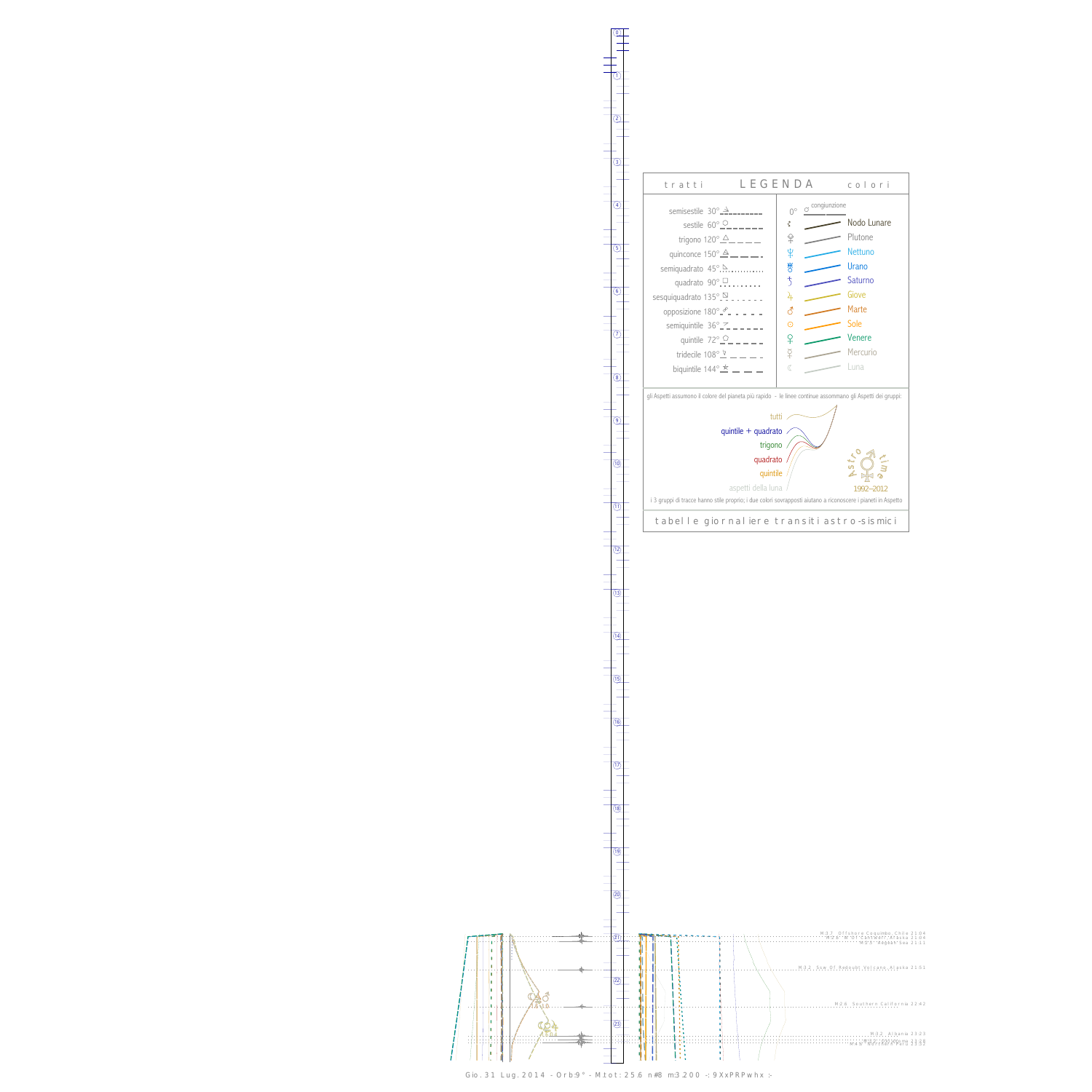## LEGENDA

| tratti | | colori | |
|---|---|---|---|
| semisestile 30° | | 0° congiunzione | |
| sestile 60° | | ☊ | Nodo Lunare |
| trigono 120° | | ♇ | Plutone |
| quinconce 150° | | ♆ | Nettuno |
| semiquadrato 45° | | ♅ | Urano |
| quadrato 90° | | ♄ | Saturno |
| sesquiquadrato 135° | | ♃ | Giove |
| opposizione 180° | | ♂ | Marte |
| semiquintile 36° | | ☉ | Sole |
| quintile 72° | | ♀ | Venere |
| tridecile 108° | | ☿ | Mercurio |
| biquintile 144° | | ☾ | Luna |

gli Aspetti assumono il colore del pianeta più rapido - le linee continue assommano gli Aspetti dei gruppi:

- tutti
- quintile + quadrato
- trigono
- quadrato
- quintile
- aspetti della luna

Astro time 1992–2012

i 3 gruppi di tracce hanno stile proprio; i due colori sovrapposti aiutano a riconoscere i pianeti in Aspetto

tabelle giornaliere transiti astro-sismici

M 3.7 Offshore Coquimbo, Chile 21:04
M 2.5 N of Cantwell, Alaska 21:04
M 2.5 Aegean Sea 21:11
M 3.2 Sse Of Redoubt Volcano, Alaska 21:51
M 2.6 Southern California 22:42
M 3.2 Albania 23:23
M 2.5 ... 23:28
M 4.8 ... 23:32

Gio. 31 Lug. 2014 - Orb:9° - M.tot: 25.6 n#8 m3.200 -: 9XxPRPwhx :-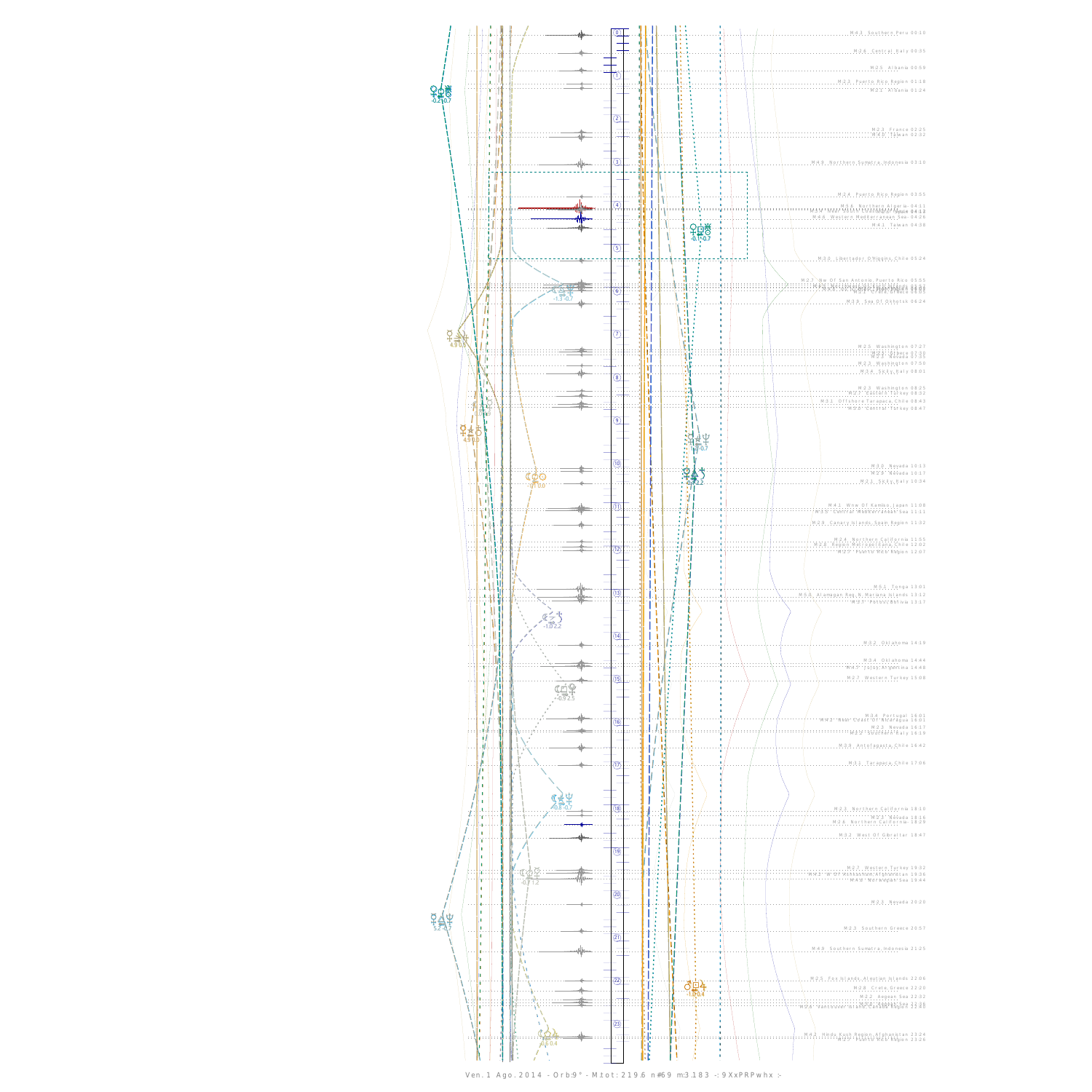M4.3 Southern Peru 00:10
M2.6 Central Italy 00:35
M2.5 Albania 00:59
M2.5 Puerto Rico Region 01:18
M2.2 Albania 01:24
M2.3 France 02:25
M4.0 Taiwan 02:32
M4.9 Northern Sumatra, Indonesia 03:10
M2.4 Puerto Rico Region 03:55
M5.6 Northern Algeria 04:11
M4.6 Western Mediterranean Sea 04:26
M4.1 Taiwan 04:38
M3.0 Libertador O'Higgins, Chile 05:24
M2.7 Nw Of San Antonio, Puerto Rico 05:55
M3.8 Sea Of Okhotsk 06:24
M2.5 Washington 07:27
M2.5 Washington 07:50
M3.4 Sicily, Italy 08:01
M2.3 Washington 08:25
M3.1 Offshore Tarapaca, Chile 08:43
M3.0 Central Turkey 08:47
M3.0 Nevada 10:13
M2.8 Nevada 10:17
M3.1 Sicily, Italy 10:34
M4.1 Wnw Of Kamaishi, Japan 11:08
M3.5 Central Mediterranean Sea 11:11
M2.8 Canary Islands, Spain Region 11:32
M2.4 Northern California 11:55
M2.2 Puerto Rico Region 12:07
M5.1 Tonga 13:01
M5.0 Alamagan Reg. N. Mariana Islands 13:12
M3.2 Oklahoma 14:19
M3.4 Oklahoma 14:44
M2.7 Western Turkey 15:08
M3.4 Portugal 16:01
M2.3 Nevada 16:17
M2.2 Southern Italy 16:19
M3.9 Antofagasta, Chile 16:42
M3.1 Tarapaca, Chile 17:06
M2.3 Northern California 18:10
M2.1 Nevada 18:16
M2.6 Northern California 18:20
M3.2 West Of Gibraltar 18:47
M2.7 Western Turkey 19:32
M4.0 Norwegian Sea 19:44
M2.3 Nevada 20:20
M2.3 Southern Greece 20:57
M4.9 Southern Sumatra, Indonesia 21:25
M2.5 Fox Islands, Aleutian Islands 22:06
M2.8 Crete, Greece 22:20
M2.2 Aegean Sea 22:32
M4.2 Hindu Kush Region, Afghanistan 23:24
M2.2 Puerto Rico Region 23:26

Ven. 1 Ago. 2014 - Orb:9° - M.tot: 219.6 n#69 m:3.183 - 9XxPRPwhx -